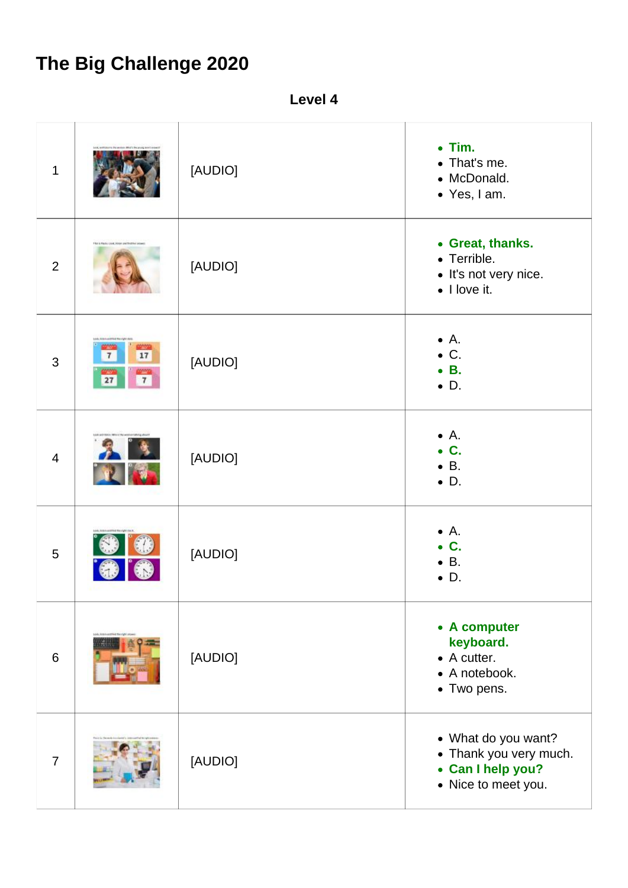# The Big Challenge 2020

**Level 4**

| | | | |
|---|---|---|---|
| 1 | | [AUDIO] | <ul><li>**Tim.**</li><li>That's me.</li><li>McDonald.</li><li>Yes, I am.</li></ul> |
| 2 | | [AUDIO] | <ul><li>**Great, thanks.**</li><li>Terrible.</li><li>It's not very nice.</li><li>I love it.</li></ul> |
| 3 | | [AUDIO] | <ul><li>A.</li><li>C.</li><li>**B.**</li><li>D.</li></ul> |
| 4 | | [AUDIO] | <ul><li>A.</li><li>**C.**</li><li>B.</li><li>D.</li></ul> |
| 5 | | [AUDIO] | <ul><li>A.</li><li>**C.**</li><li>B.</li><li>D.</li></ul> |
| 6 | | [AUDIO] | <ul><li>**A computer keyboard.**</li><li>A cutter.</li><li>A notebook.</li><li>Two pens.</li></ul> |
| 7 | | [AUDIO] | <ul><li>What do you want?</li><li>Thank you very much.</li><li>**Can I help you?**</li><li>Nice to meet you.</li></ul> |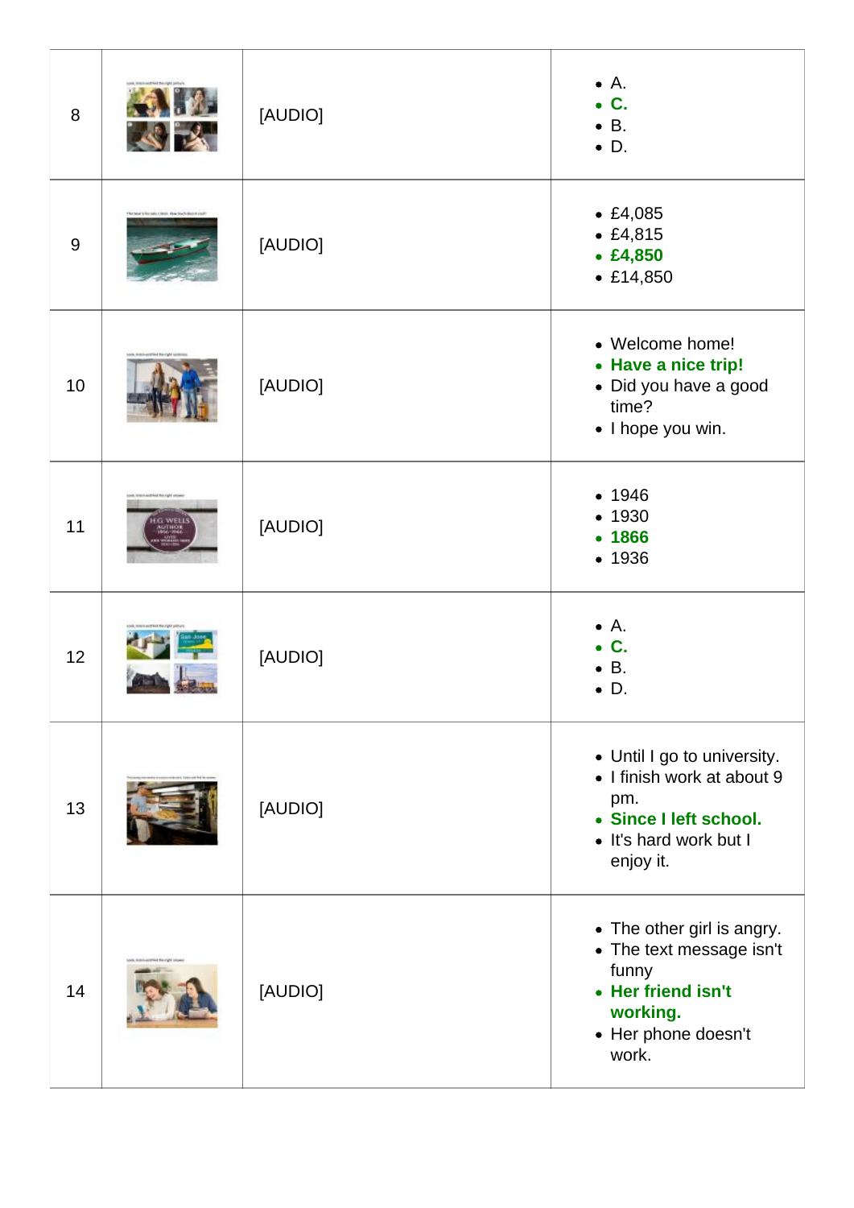| | | | |
|---|---|---|---|
| 8 | | [AUDIO] | • A.<br>• **C.**<br>• B.<br>• D. |
| 9 | | [AUDIO] | • £4,085<br>• £4,815<br>• **£4,850**<br>• £14,850 |
| 10 | | [AUDIO] | • Welcome home!<br>• **Have a nice trip!**<br>• Did you have a good time?<br>• I hope you win. |
| 11 | | [AUDIO] | • 1946<br>• 1930<br>• **1866**<br>• 1936 |
| 12 | | [AUDIO] | • A.<br>• **C.**<br>• B.<br>• D. |
| 13 | | [AUDIO] | • Until I go to university.<br>• I finish work at about 9 pm.<br>• **Since I left school.**<br>• It's hard work but I enjoy it. |
| 14 | | [AUDIO] | • The other girl is angry.<br>• The text message isn't funny<br>• **Her friend isn't working.**<br>• Her phone doesn't work. |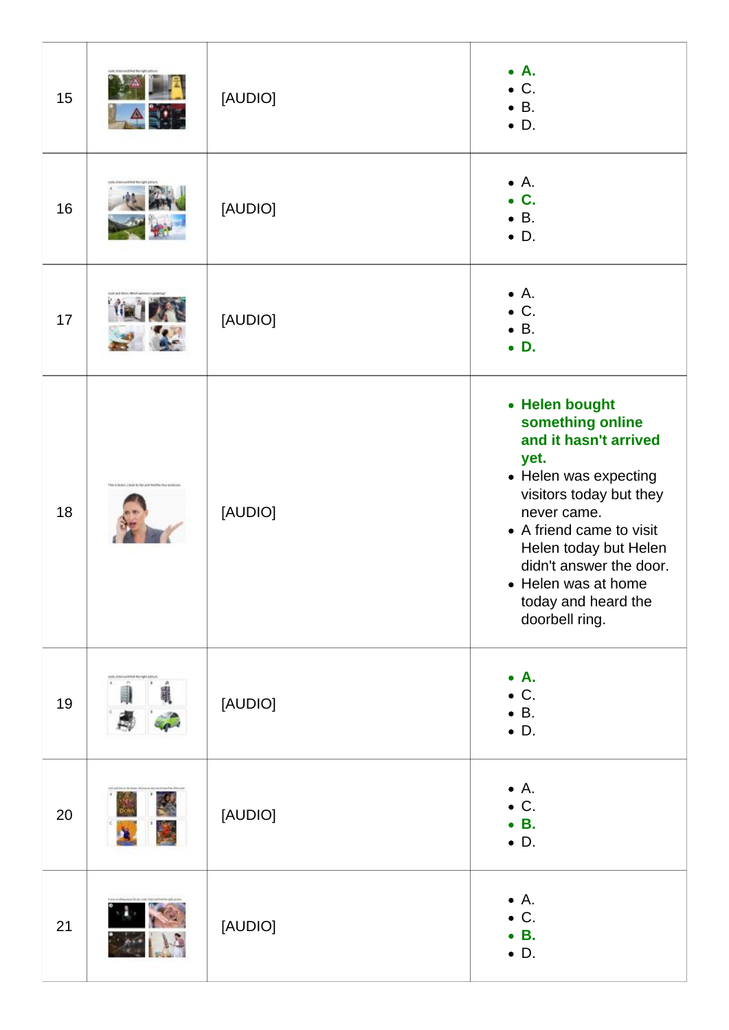| | | | |
|---|---|---|---|
| 15 | | [AUDIO] | • **A.**<br>• C.<br>• B.<br>• D. |
| 16 | | [AUDIO] | • A.<br>• **C.**<br>• B.<br>• D. |
| 17 | | [AUDIO] | • A.<br>• C.<br>• B.<br>• **D.** |
| 18 | | [AUDIO] | • **Helen bought something online and it hasn't arrived yet.**<br>• Helen was expecting visitors today but they never came.<br>• A friend came to visit Helen today but Helen didn't answer the door.<br>• Helen was at home today and heard the doorbell ring. |
| 19 | | [AUDIO] | • **A.**<br>• C.<br>• B.<br>• D. |
| 20 | | [AUDIO] | • A.<br>• C.<br>• **B.**<br>• D. |
| 21 | | [AUDIO] | • A.<br>• C.<br>• **B.**<br>• D. |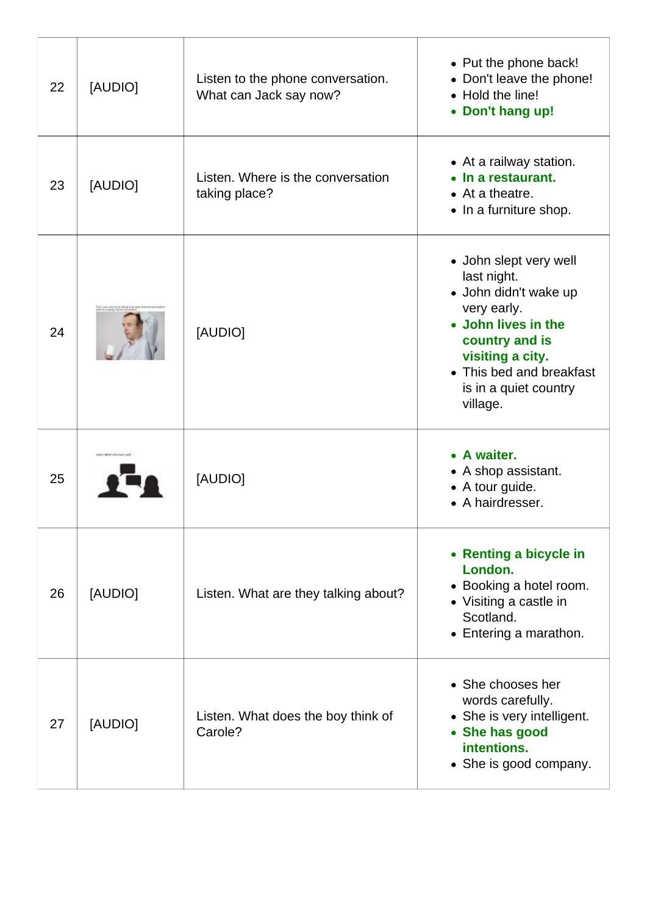| | | | |
|---|---|---|---|
| 22 | [AUDIO] | Listen to the phone conversation. What can Jack say now? | • Put the phone back!<br>• Don't leave the phone!<br>• Hold the line!<br>• **Don't hang up!** |
| 23 | [AUDIO] | Listen. Where is the conversation taking place? | • At a railway station.<br>• **In a restaurant.**<br>• At a theatre.<br>• In a furniture shop. |
| 24 | | [AUDIO] | • John slept very well last night.<br>• John didn't wake up very early.<br>• **John lives in the country and is visiting a city.**<br>• This bed and breakfast is in a quiet country village. |
| 25 | | [AUDIO] | • **A waiter.**<br>• A shop assistant.<br>• A tour guide.<br>• A hairdresser. |
| 26 | [AUDIO] | Listen. What are they talking about? | • **Renting a bicycle in London.**<br>• Booking a hotel room.<br>• Visiting a castle in Scotland.<br>• Entering a marathon. |
| 27 | [AUDIO] | Listen. What does the boy think of Carole? | • She chooses her words carefully.<br>• She is very intelligent.<br>• **She has good intentions.**<br>• She is good company. |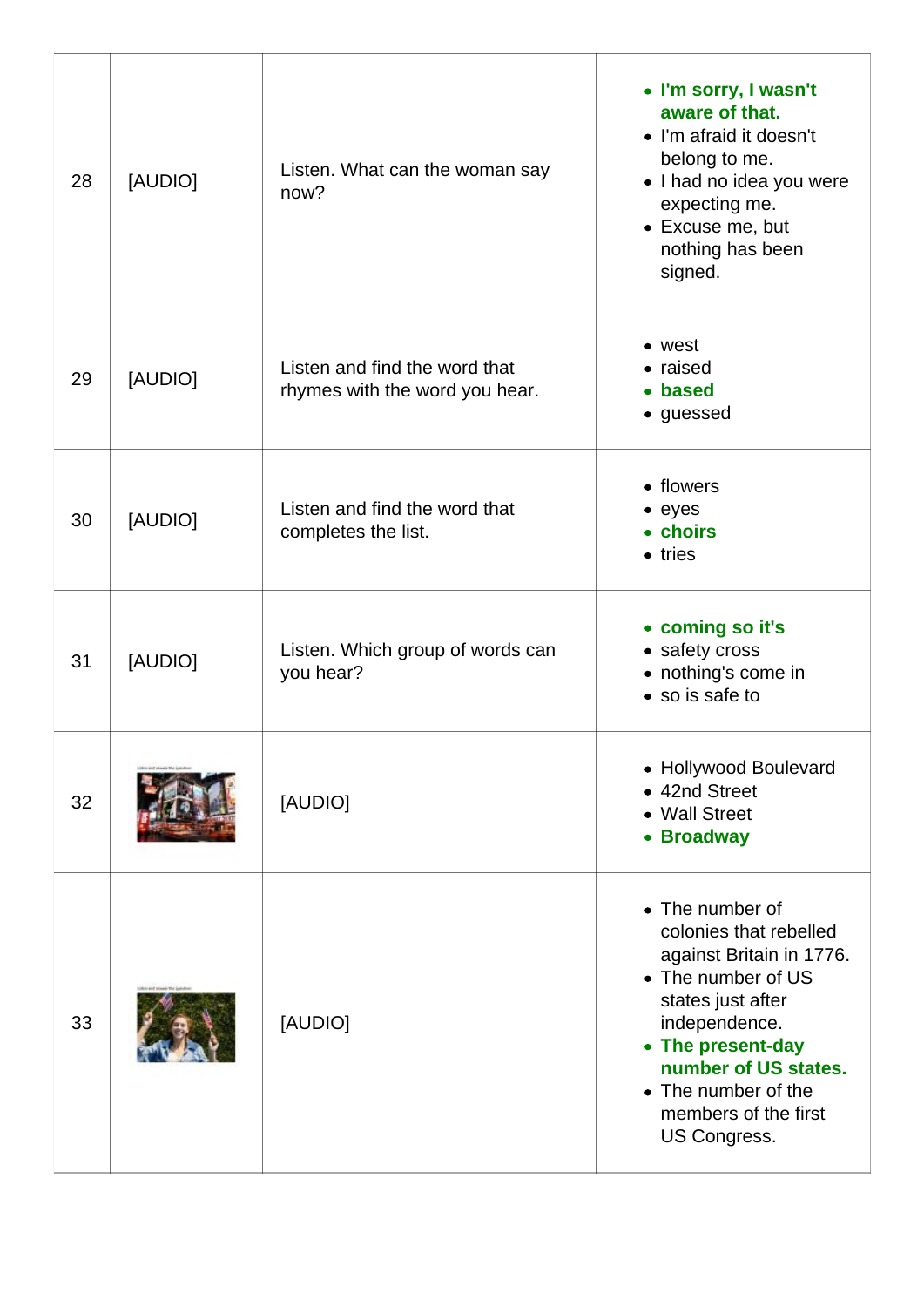| 28 | [AUDIO] | Listen. What can the woman say now? | • **I'm sorry, I wasn't aware of that.**<br>• I'm afraid it doesn't belong to me.<br>• I had no idea you were expecting me.<br>• Excuse me, but nothing has been signed. |
|---|---|---|---|
| 29 | [AUDIO] | Listen and find the word that rhymes with the word you hear. | • west<br>• raised<br>• **based**<br>• guessed |
| 30 | [AUDIO] | Listen and find the word that completes the list. | • flowers<br>• eyes<br>• **choirs**<br>• tries |
| 31 | [AUDIO] | Listen. Which group of words can you hear? | • **coming so it's**<br>• safety cross<br>• nothing's come in<br>• so is safe to |
| 32 | | [AUDIO] | • Hollywood Boulevard<br>• 42nd Street<br>• Wall Street<br>• **Broadway** |
| 33 | | [AUDIO] | • The number of colonies that rebelled against Britain in 1776.<br>• The number of US states just after independence.<br>• **The present-day number of US states.**<br>• The number of the members of the first US Congress. |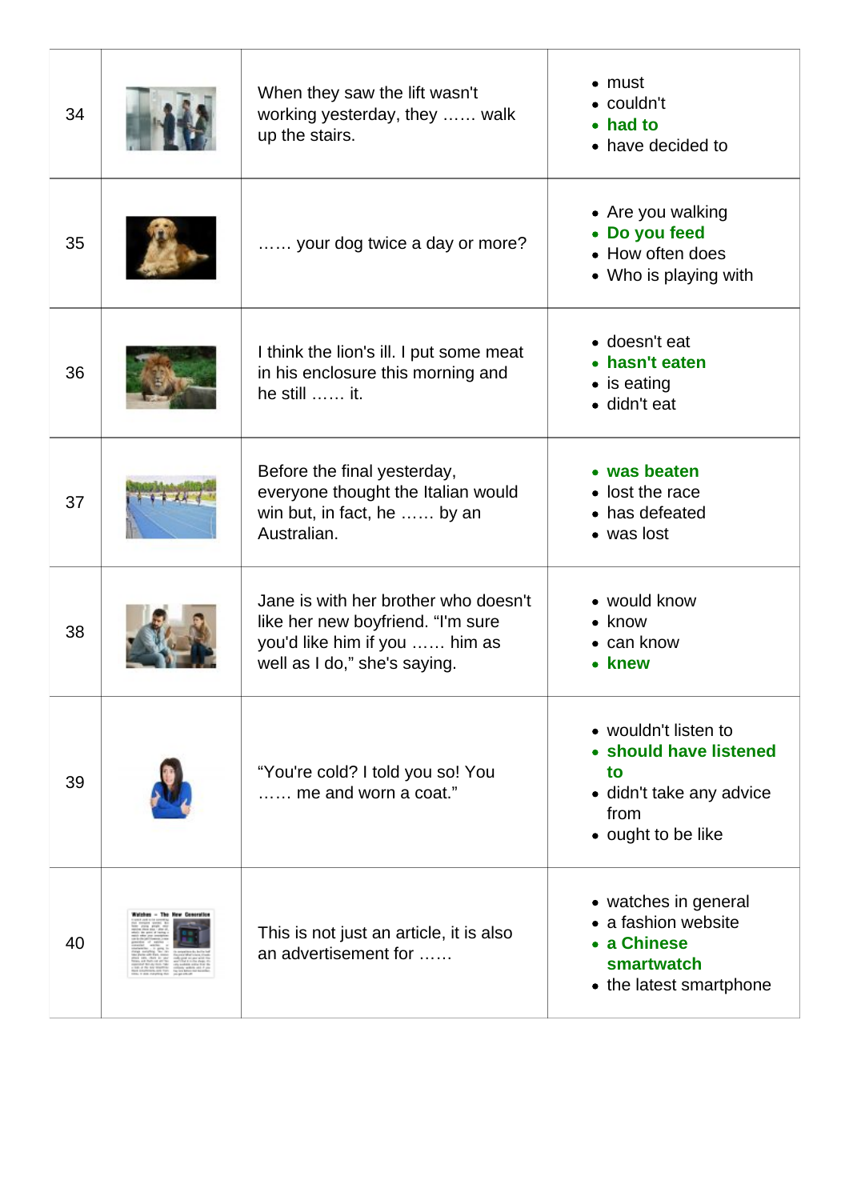| | | | |
|---|---|---|---|
| 34 | | When they saw the lift wasn't working yesterday, they …… walk up the stairs. | • must<br>• couldn't<br>• **had to**<br>• have decided to |
| 35 | | …… your dog twice a day or more? | • Are you walking<br>• **Do you feed**<br>• How often does<br>• Who is playing with |
| 36 | | I think the lion's ill. I put some meat in his enclosure this morning and he still …… it. | • doesn't eat<br>• **hasn't eaten**<br>• is eating<br>• didn't eat |
| 37 | | Before the final yesterday, everyone thought the Italian would win but, in fact, he …… by an Australian. | • **was beaten**<br>• lost the race<br>• has defeated<br>• was lost |
| 38 | | Jane is with her brother who doesn't like her new boyfriend. "I'm sure you'd like him if you …… him as well as I do," she's saying. | • would know<br>• know<br>• can know<br>• **knew** |
| 39 | | "You're cold? I told you so! You …… me and worn a coat." | • wouldn't listen to<br>• **should have listened to**<br>• didn't take any advice from<br>• ought to be like |
| 40 | | This is not just an article, it is also an advertisement for …… | • watches in general<br>• a fashion website<br>• **a Chinese smartwatch**<br>• the latest smartphone |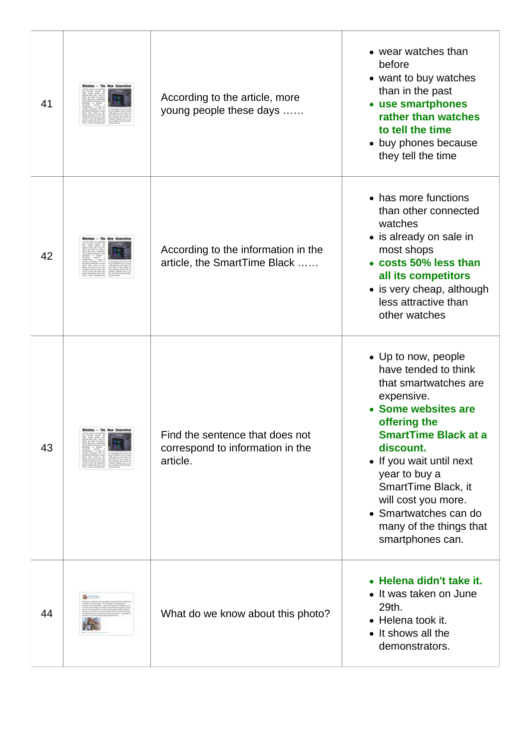| | | | |
|---|---|---|---|
| 41 | | According to the article, more young people these days …… | • wear watches than before<br>• want to buy watches than in the past<br>• **use smartphones rather than watches to tell the time**<br>• buy phones because they tell the time |
| 42 | | According to the information in the article, the SmartTime Black …… | • has more functions than other connected watches<br>• is already on sale in most shops<br>• **costs 50% less than all its competitors**<br>• is very cheap, although less attractive than other watches |
| 43 | | Find the sentence that does not correspond to information in the article. | • Up to now, people have tended to think that smartwatches are expensive.<br>• **Some websites are offering the SmartTime Black at a discount.**<br>• If you wait until next year to buy a SmartTime Black, it will cost you more.<br>• Smartwatches can do many of the things that smartphones can. |
| 44 | | What do we know about this photo? | • **Helena didn't take it.**<br>• It was taken on June 29th.<br>• Helena took it.<br>• It shows all the demonstrators. |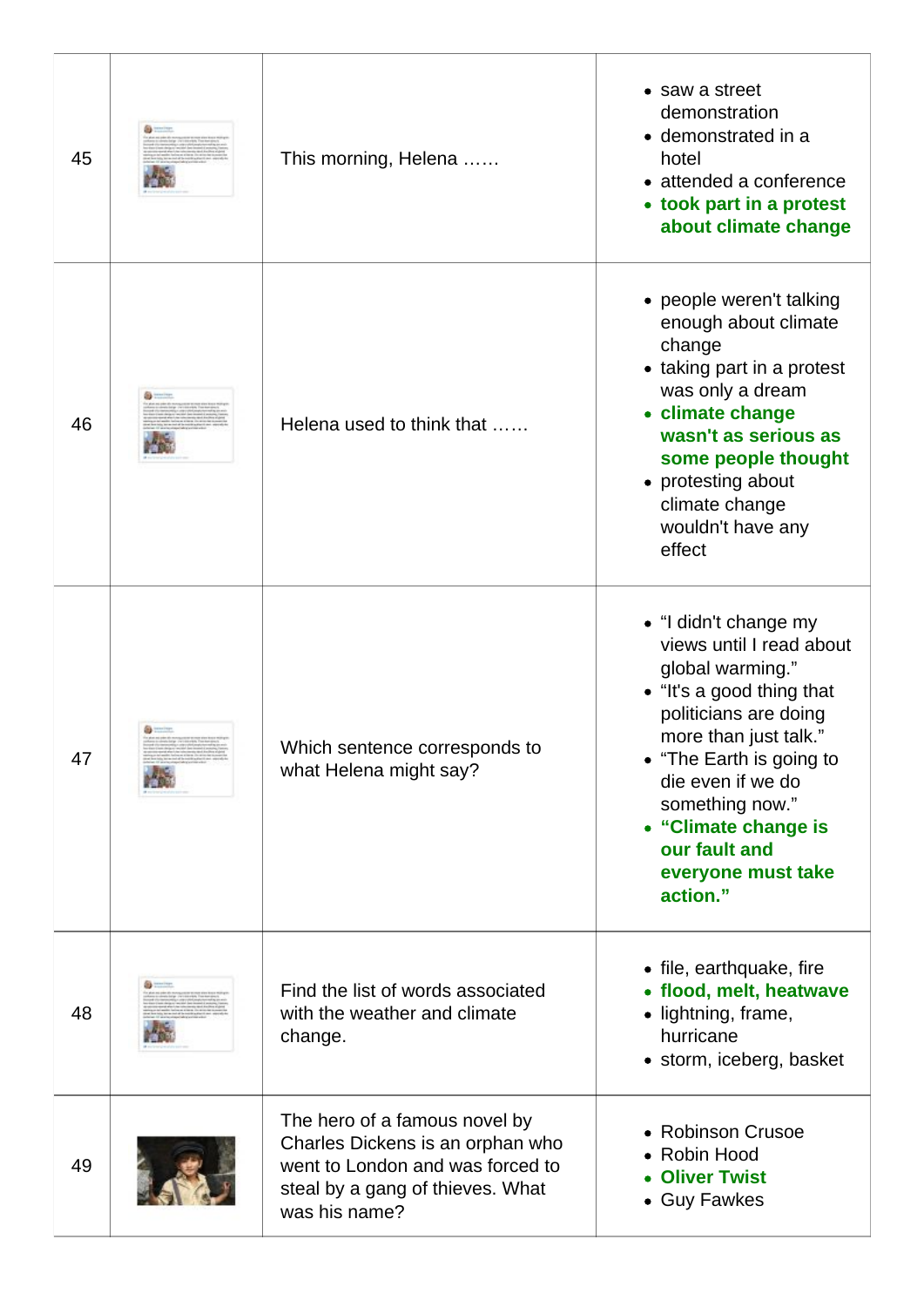| | | | |
|---|---|---|---|
| 45 | | This morning, Helena …… | • saw a street demonstration<br>• demonstrated in a hotel<br>• attended a conference<br>• **took part in a protest about climate change** |
| 46 | | Helena used to think that …… | • people weren't talking enough about climate change<br>• taking part in a protest was only a dream<br>• **climate change wasn't as serious as some people thought**<br>• protesting about climate change wouldn't have any effect |
| 47 | | Which sentence corresponds to what Helena might say? | • “I didn't change my views until I read about global warming.”<br>• “It's a good thing that politicians are doing more than just talk.”<br>• “The Earth is going to die even if we do something now.”<br>• **“Climate change is our fault and everyone must take action.”** |
| 48 | | Find the list of words associated with the weather and climate change. | • file, earthquake, fire<br>• **flood, melt, heatwave**<br>• lightning, frame, hurricane<br>• storm, iceberg, basket |
| 49 | | The hero of a famous novel by Charles Dickens is an orphan who went to London and was forced to steal by a gang of thieves. What was his name? | • Robinson Crusoe<br>• Robin Hood<br>• **Oliver Twist**<br>• Guy Fawkes |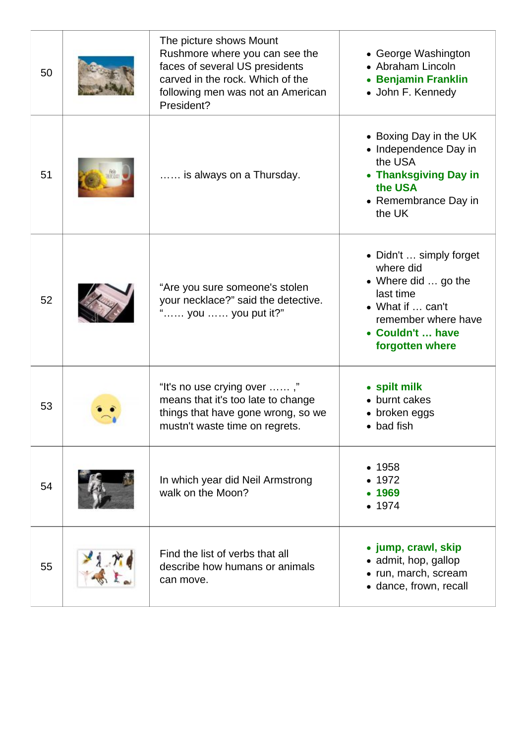| | | | |
|---|---|---|---|
| 50 | | The picture shows Mount Rushmore where you can see the faces of several US presidents carved in the rock. Which of the following men was not an American President? | • George Washington<br>• Abraham Lincoln<br>• **Benjamin Franklin**<br>• John F. Kennedy |
| 51 | | …… is always on a Thursday. | • Boxing Day in the UK<br>• Independence Day in the USA<br>• **Thanksgiving Day in the USA**<br>• Remembrance Day in the UK |
| 52 | | “Are you sure someone's stolen your necklace?” said the detective. “…… you …… you put it?” | • Didn't … simply forget where did<br>• Where did … go the last time<br>• What if … can't remember where have<br>• **Couldn't … have forgotten where** |
| 53 | | “It's no use crying over …… ,” means that it's too late to change things that have gone wrong, so we mustn't waste time on regrets. | • **spilt milk**<br>• burnt cakes<br>• broken eggs<br>• bad fish |
| 54 | | In which year did Neil Armstrong walk on the Moon? | • 1958<br>• 1972<br>• **1969**<br>• 1974 |
| 55 | | Find the list of verbs that all describe how humans or animals can move. | • **jump, crawl, skip**<br>• admit, hop, gallop<br>• run, march, scream<br>• dance, frown, recall |